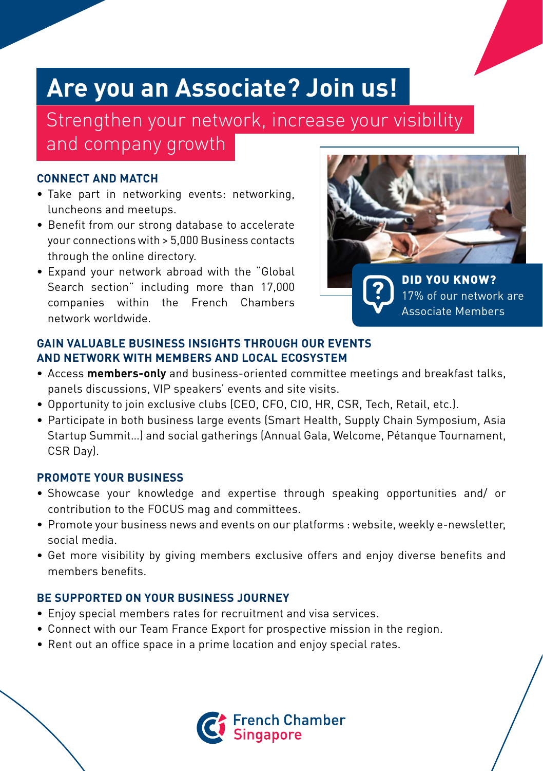# Are you an Associate? Join us!

## Strengthen your network, increase your visibility and company growth

### CONNECT AND MATCH

- Take part in networking events: networking, luncheons and meetups.
- Benefit from our strong database to accelerate your connections with > 5,000 Business contacts through the online directory.
- Expand your network abroad with the "Global Search section" including more than 17,000 companies within the French Chambers network worldwide.

**DID YOU KNOW?**
17% of our network are Associate Members

### GAIN VALUABLE BUSINESS INSIGHTS THROUGH OUR EVENTS AND NETWORK WITH MEMBERS AND LOCAL ECOSYSTEM

- Access **members-only** and business-oriented committee meetings and breakfast talks, panels discussions, VIP speakers' events and site visits.
- Opportunity to join exclusive clubs (CEO, CFO, CIO, HR, CSR, Tech, Retail, etc.).
- Participate in both business large events (Smart Health, Supply Chain Symposium, Asia Startup Summit...) and social gatherings (Annual Gala, Welcome, Pétanque Tournament, CSR Day).

### PROMOTE YOUR BUSINESS

- Showcase your knowledge and expertise through speaking opportunities and/ or contribution to the FOCUS mag and committees.
- Promote your business news and events on our platforms : website, weekly e-newsletter, social media.
- Get more visibility by giving members exclusive offers and enjoy diverse benefits and members benefits.

### BE SUPPORTED ON YOUR BUSINESS JOURNEY

- Enjoy special members rates for recruitment and visa services.
- Connect with our Team France Export for prospective mission in the region.
- Rent out an office space in a prime location and enjoy special rates.

French Chamber Singapore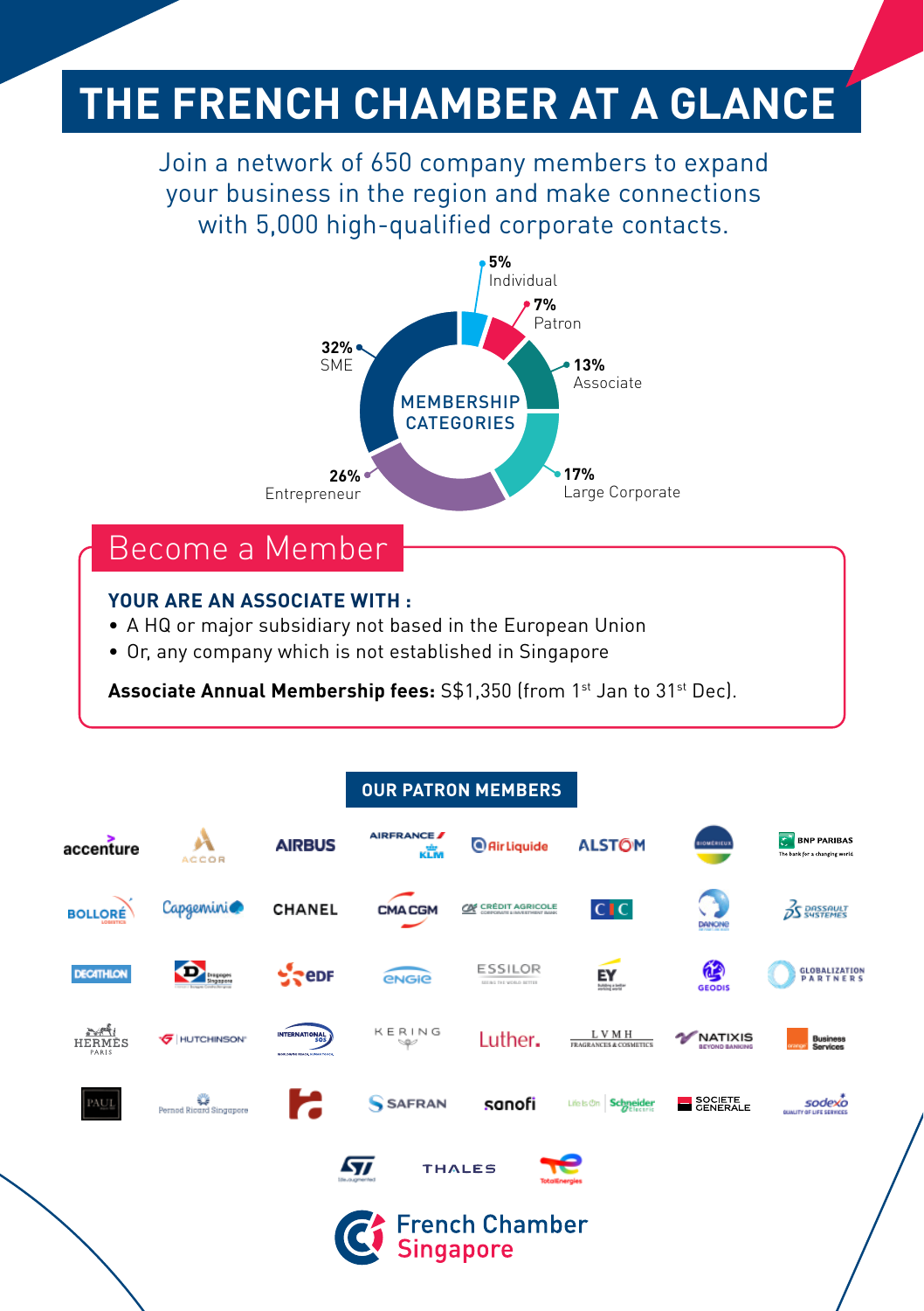# THE FRENCH CHAMBER AT A GLANCE

Join a network of 650 company members to expand your business in the region and make connections with 5,000 high-qualified corporate contacts.

MEMBERSHIP CATEGORIES

5% Individual

7% Patron

13% Associate

17% Large Corporate

26% Entrepreneur

32% SME

## Become a Member

**YOUR ARE AN ASSOCIATE WITH :**

- A HQ or major subsidiary not based in the European Union
- Or, any company which is not established in Singapore

**Associate Annual Membership fees:** S$1,350 (from 1st Jan to 31st Dec).

## OUR PATRON MEMBERS

accenture, ACCOR, AIRBUS, AIRFRANCE KLM, Air Liquide, ALSTOM, BIOMÉRIEUX, BNP PARIBAS, BOLLORÉ LOGISTICS, Capgemini, CHANEL, CMA CGM, CRÉDIT AGRICOLE CORPORATE & INVESTMENT BANK, CIC, DANONE, DASSAULT SYSTEMES, DECATHLON, Dragages Singapore, EDF, ENGIE, ESSILOR, EY, GEODIS, GLOBALIZATION PARTNERS, HERMÈS PARIS, HUTCHINSON, INTERNATIONAL SOS, KERING, Luther., LVMH FRAGRANCES & COSMETICS, NATIXIS BEYOND BANKING, Orange Business Services, PAUL, Pernod Ricard Singapore, SAFRAN, sanofi, Schneider Electric, SOCIETE GENERALE, sodexo, ST, THALES, TotalEnergies

French Chamber Singapore